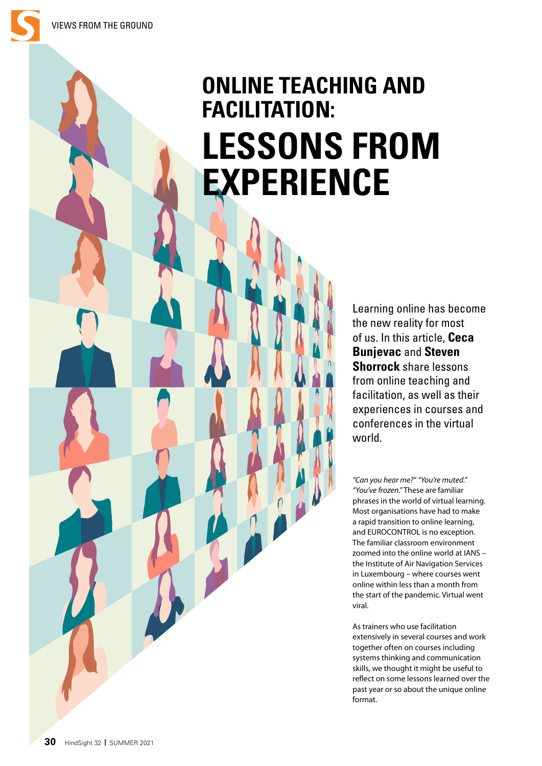# ONLINE TEACHING AND FACILITATION:

# LESSONS FROM EXPERIENCE

Learning online has become the new reality for most of us. In this article, **Ceca Bunjevac** and **Steven Shorrock** share lessons from online teaching and facilitation, as well as their experiences in courses and conferences in the virtual world.

*"Can you hear me?" "You're muted." "You've frozen."* These are familiar phrases in the world of virtual learning. Most organisations have had to make a rapid transition to online learning, and EUROCONTROL is no exception. The familiar classroom environment zoomed into the online world at IANS – the Institute of Air Navigation Services in Luxembourg – where courses went online within less than a month from the start of the pandemic. Virtual went viral.

As trainers who use facilitation extensively in several courses and work together often on courses including systems thinking and communication skills, we thought it might be useful to reflect on some lessons learned over the past year or so about the unique online format.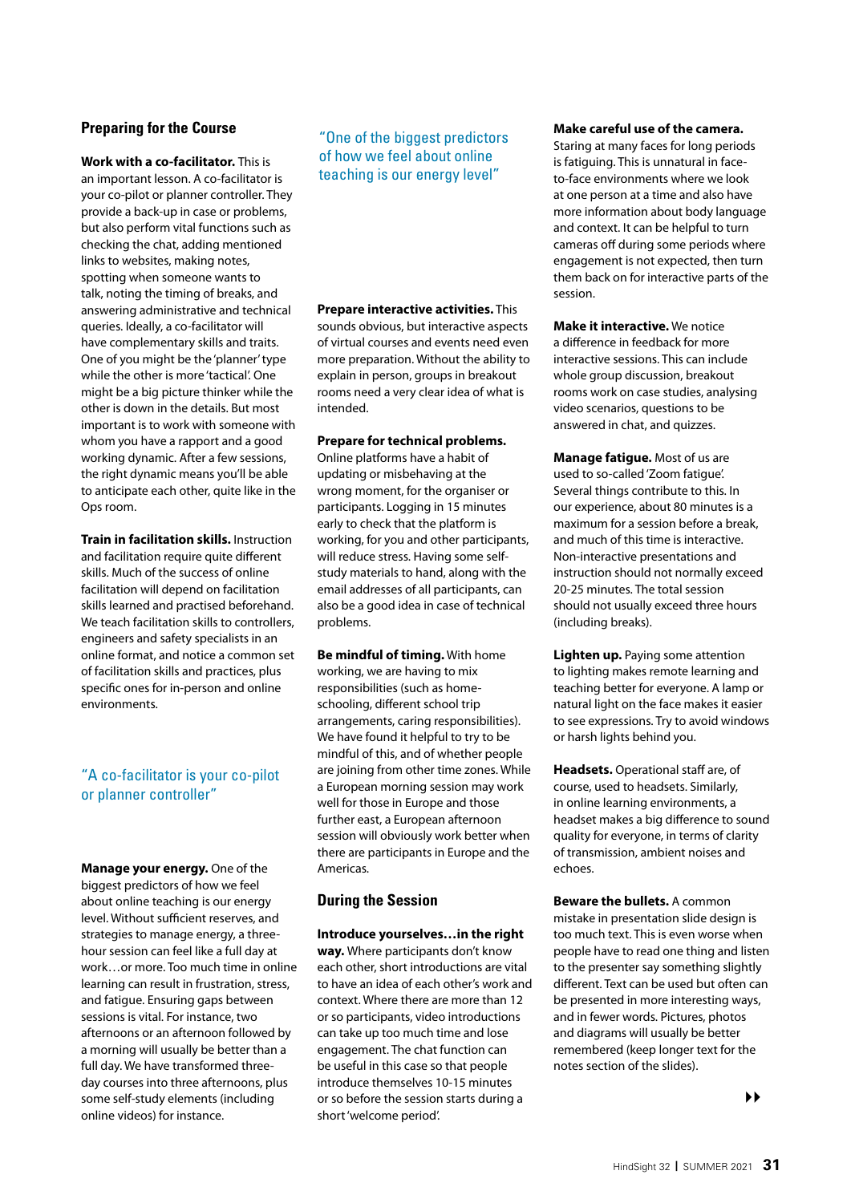## Preparing for the Course

**Work with a co-facilitator.** This is an important lesson. A co-facilitator is your co-pilot or planner controller. They provide a back-up in case or problems, but also perform vital functions such as checking the chat, adding mentioned links to websites, making notes, spotting when someone wants to talk, noting the timing of breaks, and answering administrative and technical queries. Ideally, a co-facilitator will have complementary skills and traits. One of you might be the 'planner' type while the other is more 'tactical'. One might be a big picture thinker while the other is down in the details. But most important is to work with someone with whom you have a rapport and a good working dynamic. After a few sessions, the right dynamic means you'll be able to anticipate each other, quite like in the Ops room.

**Train in facilitation skills.** Instruction and facilitation require quite different skills. Much of the success of online facilitation will depend on facilitation skills learned and practised beforehand. We teach facilitation skills to controllers, engineers and safety specialists in an online format, and notice a common set of facilitation skills and practices, plus specific ones for in-person and online environments.

> "A co-facilitator is your co-pilot or planner controller"

**Manage your energy.** One of the biggest predictors of how we feel about online teaching is our energy level. Without sufficient reserves, and strategies to manage energy, a three-hour session can feel like a full day at work…or more. Too much time in online learning can result in frustration, stress, and fatigue. Ensuring gaps between sessions is vital. For instance, two afternoons or an afternoon followed by a morning will usually be better than a full day. We have transformed three-day courses into three afternoons, plus some self-study elements (including online videos) for instance.

> "One of the biggest predictors of how we feel about online teaching is our energy level"

**Prepare interactive activities.** This sounds obvious, but interactive aspects of virtual courses and events need even more preparation. Without the ability to explain in person, groups in breakout rooms need a very clear idea of what is intended.

**Prepare for technical problems.** Online platforms have a habit of updating or misbehaving at the wrong moment, for the organiser or participants. Logging in 15 minutes early to check that the platform is working, for you and other participants, will reduce stress. Having some self-study materials to hand, along with the email addresses of all participants, can also be a good idea in case of technical problems.

**Be mindful of timing.** With home working, we are having to mix responsibilities (such as home-schooling, different school trip arrangements, caring responsibilities). We have found it helpful to try to be mindful of this, and of whether people are joining from other time zones. While a European morning session may work well for those in Europe and those further east, a European afternoon session will obviously work better when there are participants in Europe and the Americas.

## During the Session

**Introduce yourselves…in the right way.** Where participants don't know each other, short introductions are vital to have an idea of each other's work and context. Where there are more than 12 or so participants, video introductions can take up too much time and lose engagement. The chat function can be useful in this case so that people introduce themselves 10-15 minutes or so before the session starts during a short 'welcome period'.

**Make careful use of the camera.** Staring at many faces for long periods is fatiguing. This is unnatural in face-to-face environments where we look at one person at a time and also have more information about body language and context. It can be helpful to turn cameras off during some periods where engagement is not expected, then turn them back on for interactive parts of the session.

**Make it interactive.** We notice a difference in feedback for more interactive sessions. This can include whole group discussion, breakout rooms work on case studies, analysing video scenarios, questions to be answered in chat, and quizzes.

**Manage fatigue.** Most of us are used to so-called 'Zoom fatigue'. Several things contribute to this. In our experience, about 80 minutes is a maximum for a session before a break, and much of this time is interactive. Non-interactive presentations and instruction should not normally exceed 20-25 minutes. The total session should not usually exceed three hours (including breaks).

**Lighten up.** Paying some attention to lighting makes remote learning and teaching better for everyone. A lamp or natural light on the face makes it easier to see expressions. Try to avoid windows or harsh lights behind you.

**Headsets.** Operational staff are, of course, used to headsets. Similarly, in online learning environments, a headset makes a big difference to sound quality for everyone, in terms of clarity of transmission, ambient noises and echoes.

**Beware the bullets.** A common mistake in presentation slide design is too much text. This is even worse when people have to read one thing and listen to the presenter say something slightly different. Text can be used but often can be presented in more interesting ways, and in fewer words. Pictures, photos and diagrams will usually be better remembered (keep longer text for the notes section of the slides).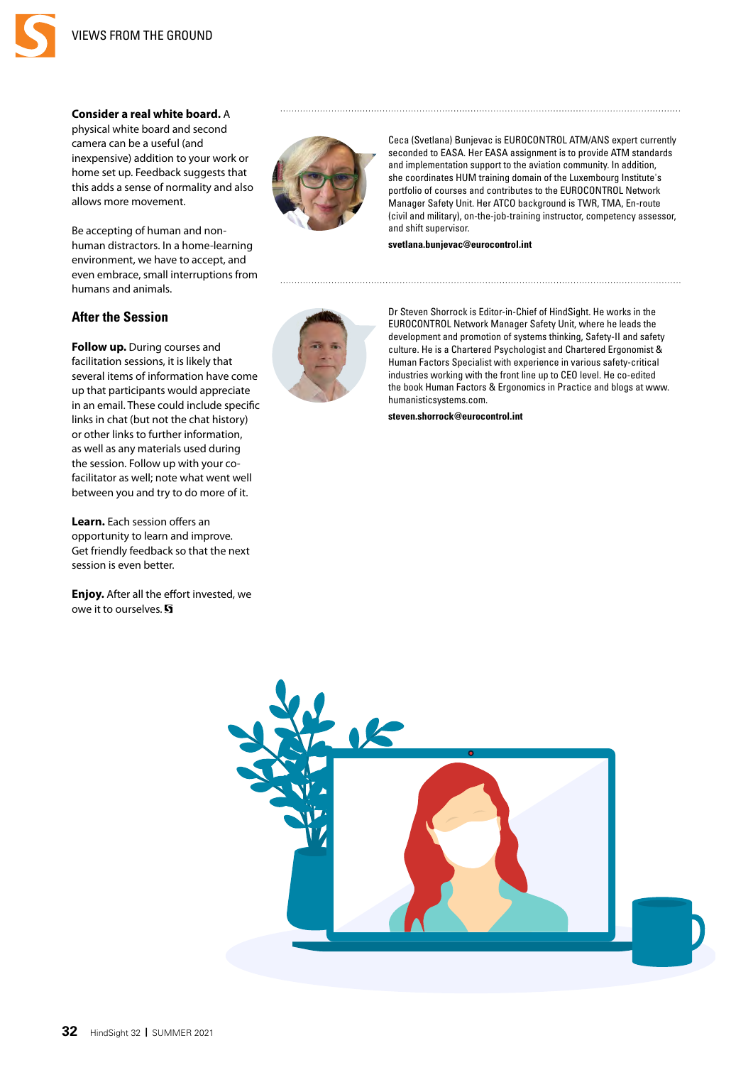**Consider a real white board.** A physical white board and second camera can be a useful (and inexpensive) addition to your work or home set up. Feedback suggests that this adds a sense of normality and also allows more movement.

Be accepting of human and non-human distractors. In a home-learning environment, we have to accept, and even embrace, small interruptions from humans and animals.

## After the Session

**Follow up.** During courses and facilitation sessions, it is likely that several items of information have come up that participants would appreciate in an email. These could include specific links in chat (but not the chat history) or other links to further information, as well as any materials used during the session. Follow up with your co-facilitator as well; note what went well between you and try to do more of it.

**Learn.** Each session offers an opportunity to learn and improve. Get friendly feedback so that the next session is even better.

**Enjoy.** After all the effort invested, we owe it to ourselves.

---

Ceca (Svetlana) Bunjevac is EUROCONTROL ATM/ANS expert currently seconded to EASA. Her EASA assignment is to provide ATM standards and implementation support to the aviation community. In addition, she coordinates HUM training domain of the Luxembourg Institute's portfolio of courses and contributes to the EUROCONTROL Network Manager Safety Unit. Her ATCO background is TWR, TMA, En-route (civil and military), on-the-job-training instructor, competency assessor, and shift supervisor.

**svetlana.bunjevac@eurocontrol.int**

---

Dr Steven Shorrock is Editor-in-Chief of HindSight. He works in the EUROCONTROL Network Manager Safety Unit, where he leads the development and promotion of systems thinking, Safety-II and safety culture. He is a Chartered Psychologist and Chartered Ergonomist & Human Factors Specialist with experience in various safety-critical industries working with the front line up to CEO level. He co-edited the book Human Factors & Ergonomics in Practice and blogs at www.humanisticsystems.com.

**steven.shorrock@eurocontrol.int**